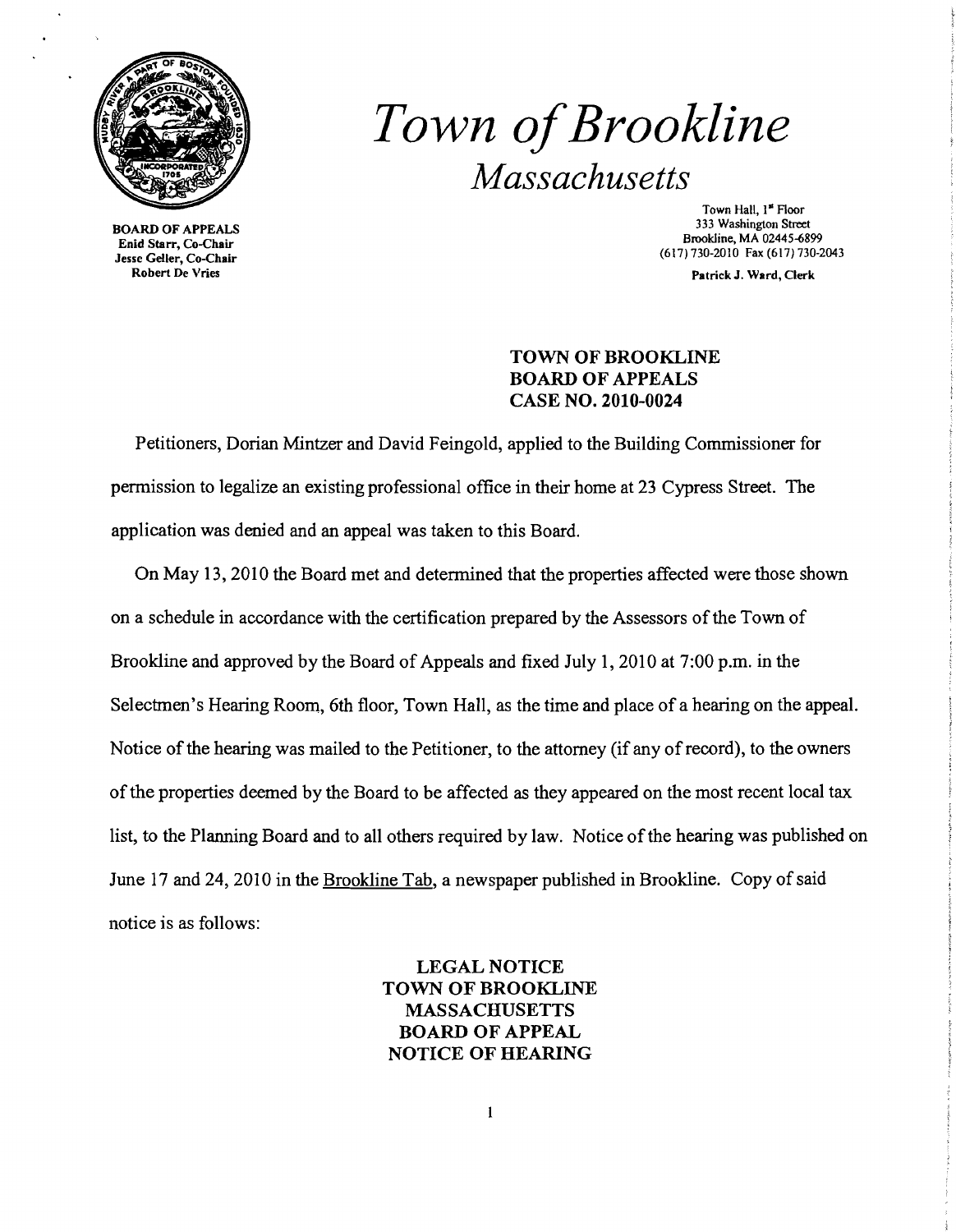# *Town of Brookline*

## *Massachusetts*

BOARD OF APPEALS
Enid Starr, Co-Chair
Jesse Geller, Co-Chair
Robert De Vries

Town Hall, 1st Floor
333 Washington Street
Brookline, MA 02445-6899
(617) 730-2010 Fax (617) 730-2043

Patrick J. Ward, Clerk

**TOWN OF BROOKLINE**
**BOARD OF APPEALS**
**CASE NO. 2010-0024**

Petitioners, Dorian Mintzer and David Feingold, applied to the Building Commissioner for permission to legalize an existing professional office in their home at 23 Cypress Street. The application was denied and an appeal was taken to this Board.

On May 13, 2010 the Board met and determined that the properties affected were those shown on a schedule in accordance with the certification prepared by the Assessors of the Town of Brookline and approved by the Board of Appeals and fixed July 1, 2010 at 7:00 p.m. in the Selectmen's Hearing Room, 6th floor, Town Hall, as the time and place of a hearing on the appeal. Notice of the hearing was mailed to the Petitioner, to the attorney (if any of record), to the owners of the properties deemed by the Board to be affected as they appeared on the most recent local tax list, to the Planning Board and to all others required by law. Notice of the hearing was published on June 17 and 24, 2010 in the Brookline Tab, a newspaper published in Brookline. Copy of said notice is as follows:

**LEGAL NOTICE**
**TOWN OF BROOKLINE**
**MASSACHUSETTS**
**BOARD OF APPEAL**
**NOTICE OF HEARING**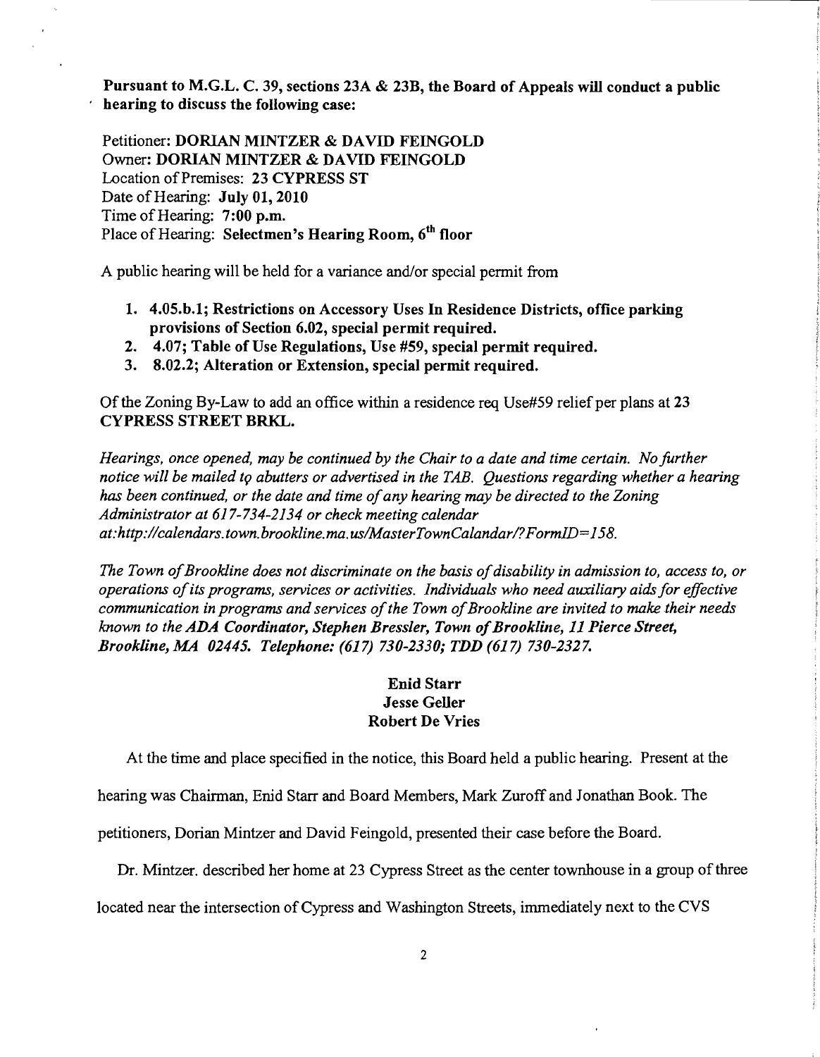**Pursuant to M.G.L. C. 39, sections 23A & 23B, the Board of Appeals will conduct a public hearing to discuss the following case:**

Petitioner: **DORIAN MINTZER & DAVID FEINGOLD**
Owner: **DORIAN MINTZER & DAVID FEINGOLD**
Location of Premises: **23 CYPRESS ST**
Date of Hearing: **July 01, 2010**
Time of Hearing: **7:00 p.m.**
Place of Hearing: **Selectmen's Hearing Room, 6th floor**

A public hearing will be held for a variance and/or special permit from

1. **4.05.b.1; Restrictions on Accessory Uses In Residence Districts, office parking provisions of Section 6.02, special permit required.**
2. **4.07; Table of Use Regulations, Use #59, special permit required.**
3. **8.02.2; Alteration or Extension, special permit required.**

Of the Zoning By-Law to add an office within a residence req Use#59 relief per plans at **23 CYPRESS STREET BRKL.**

*Hearings, once opened, may be continued by the Chair to a date and time certain. No further notice will be mailed to abutters or advertised in the TAB. Questions regarding whether a hearing has been continued, or the date and time of any hearing may be directed to the Zoning Administrator at 617-734-2134 or check meeting calendar at:http://calendars.town.brookline.ma.us/MasterTownCalandar/?FormID=158.*

*The Town of Brookline does not discriminate on the basis of disability in admission to, access to, or operations of its programs, services or activities. Individuals who need auxiliary aids for effective communication in programs and services of the Town of Brookline are invited to make their needs known to the **ADA Coordinator, Stephen Bressler, Town of Brookline, 11 Pierce Street, Brookline, MA 02445. Telephone: (617) 730-2330; TDD (617) 730-2327.***

**Enid Starr**
**Jesse Geller**
**Robert De Vries**

At the time and place specified in the notice, this Board held a public hearing. Present at the hearing was Chairman, Enid Starr and Board Members, Mark Zuroff and Jonathan Book. The petitioners, Dorian Mintzer and David Feingold, presented their case before the Board.

Dr. Mintzer. described her home at 23 Cypress Street as the center townhouse in a group of three located near the intersection of Cypress and Washington Streets, immediately next to the CVS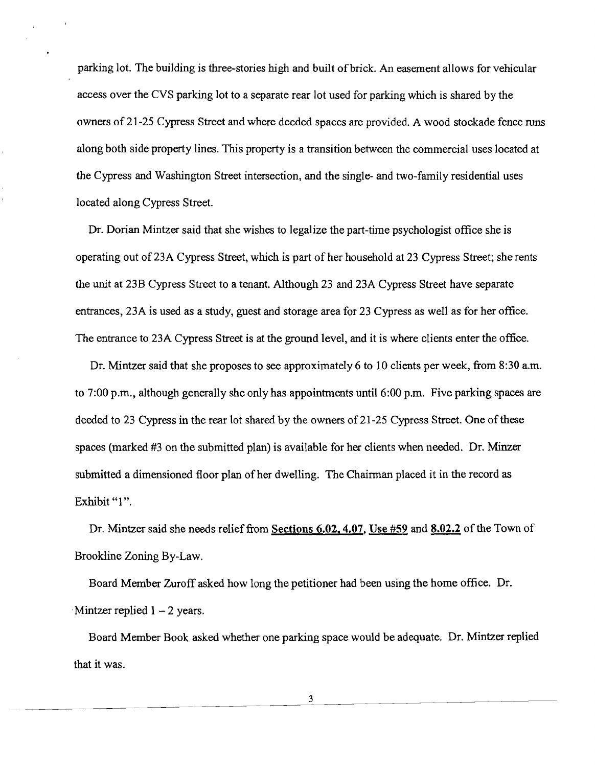parking lot. The building is three-stories high and built of brick. An easement allows for vehicular access over the CVS parking lot to a separate rear lot used for parking which is shared by the owners of 21-25 Cypress Street and where deeded spaces are provided. A wood stockade fence runs along both side property lines. This property is a transition between the commercial uses located at the Cypress and Washington Street intersection, and the single- and two-family residential uses located along Cypress Street.

Dr. Dorian Mintzer said that she wishes to legalize the part-time psychologist office she is operating out of 23A Cypress Street, which is part of her household at 23 Cypress Street; she rents the unit at 23B Cypress Street to a tenant. Although 23 and 23A Cypress Street have separate entrances, 23A is used as a study, guest and storage area for 23 Cypress as well as for her office. The entrance to 23A Cypress Street is at the ground level, and it is where clients enter the office.

Dr. Mintzer said that she proposes to see approximately 6 to 10 clients per week, from 8:30 a.m. to 7:00 p.m., although generally she only has appointments until 6:00 p.m. Five parking spaces are deeded to 23 Cypress in the rear lot shared by the owners of 21-25 Cypress Street. One of these spaces (marked #3 on the submitted plan) is available for her clients when needed. Dr. Minzer submitted a dimensioned floor plan of her dwelling. The Chairman placed it in the record as Exhibit "1".

Dr. Mintzer said she needs relief from **Sections 6.02, 4.07, Use #59** and **8.02.2** of the Town of Brookline Zoning By-Law.

Board Member Zuroff asked how long the petitioner had been using the home office. Dr. Mintzer replied 1 – 2 years.

Board Member Book asked whether one parking space would be adequate. Dr. Mintzer replied that it was.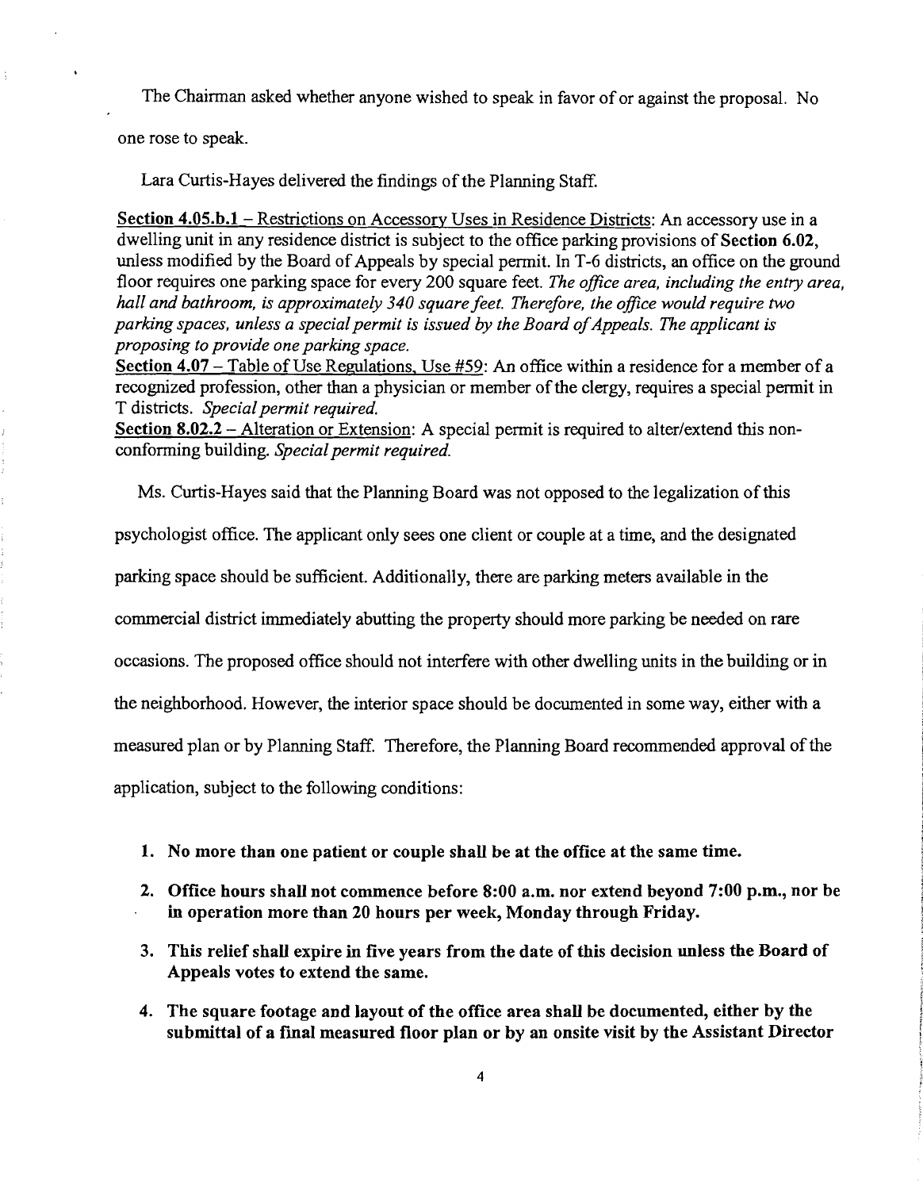The Chairman asked whether anyone wished to speak in favor of or against the proposal. No one rose to speak.

Lara Curtis-Hayes delivered the findings of the Planning Staff.

**Section 4.05.b.1** – Restrictions on Accessory Uses in Residence Districts: An accessory use in a dwelling unit in any residence district is subject to the office parking provisions of **Section 6.02**, unless modified by the Board of Appeals by special permit. In T-6 districts, an office on the ground floor requires one parking space for every 200 square feet. *The office area, including the entry area, hall and bathroom, is approximately 340 square feet. Therefore, the office would require two parking spaces, unless a special permit is issued by the Board of Appeals. The applicant is proposing to provide one parking space.*

**Section 4.07** – Table of Use Regulations, Use #59: An office within a residence for a member of a recognized profession, other than a physician or member of the clergy, requires a special permit in T districts. *Special permit required.*

**Section 8.02.2** – Alteration or Extension: A special permit is required to alter/extend this non-conforming building. *Special permit required.*

Ms. Curtis-Hayes said that the Planning Board was not opposed to the legalization of this psychologist office. The applicant only sees one client or couple at a time, and the designated parking space should be sufficient. Additionally, there are parking meters available in the commercial district immediately abutting the property should more parking be needed on rare occasions. The proposed office should not interfere with other dwelling units in the building or in the neighborhood. However, the interior space should be documented in some way, either with a measured plan or by Planning Staff. Therefore, the Planning Board recommended approval of the application, subject to the following conditions:

1. **No more than one patient or couple shall be at the office at the same time.**
2. **Office hours shall not commence before 8:00 a.m. nor extend beyond 7:00 p.m., nor be in operation more than 20 hours per week, Monday through Friday.**
3. **This relief shall expire in five years from the date of this decision unless the Board of Appeals votes to extend the same.**
4. **The square footage and layout of the office area shall be documented, either by the submittal of a final measured floor plan or by an onsite visit by the Assistant Director**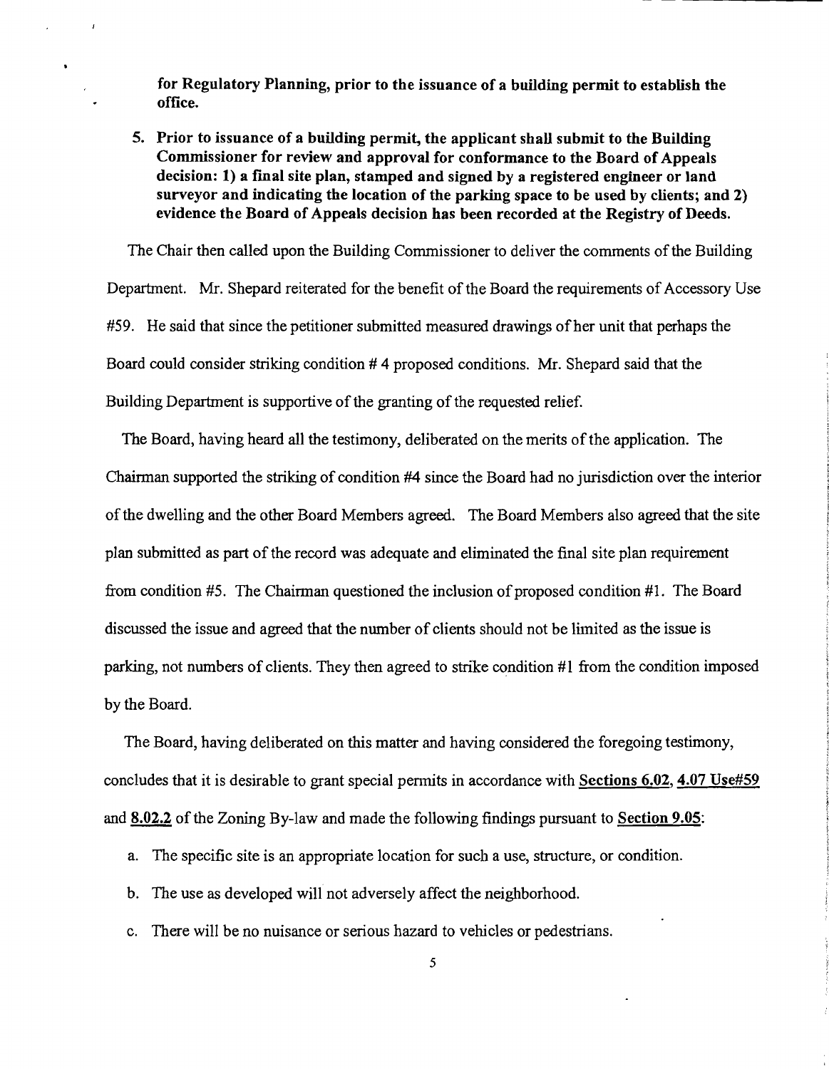**for Regulatory Planning, prior to the issuance of a building permit to establish the office.**

5. **Prior to issuance of a building permit, the applicant shall submit to the Building Commissioner for review and approval for conformance to the Board of Appeals decision: 1) a final site plan, stamped and signed by a registered engineer or land surveyor and indicating the location of the parking space to be used by clients; and 2) evidence the Board of Appeals decision has been recorded at the Registry of Deeds.**

The Chair then called upon the Building Commissioner to deliver the comments of the Building Department. Mr. Shepard reiterated for the benefit of the Board the requirements of Accessory Use #59. He said that since the petitioner submitted measured drawings of her unit that perhaps the Board could consider striking condition # 4 proposed conditions. Mr. Shepard said that the Building Department is supportive of the granting of the requested relief.

The Board, having heard all the testimony, deliberated on the merits of the application. The Chairman supported the striking of condition #4 since the Board had no jurisdiction over the interior of the dwelling and the other Board Members agreed. The Board Members also agreed that the site plan submitted as part of the record was adequate and eliminated the final site plan requirement from condition #5. The Chairman questioned the inclusion of proposed condition #1. The Board discussed the issue and agreed that the number of clients should not be limited as the issue is parking, not numbers of clients. They then agreed to strike condition #1 from the condition imposed by the Board.

The Board, having deliberated on this matter and having considered the foregoing testimony, concludes that it is desirable to grant special permits in accordance with Sections 6.02, 4.07 Use#59 and 8.02.2 of the Zoning By-law and made the following findings pursuant to Section 9.05:

a. The specific site is an appropriate location for such a use, structure, or condition.

b. The use as developed will not adversely affect the neighborhood.

c. There will be no nuisance or serious hazard to vehicles or pedestrians.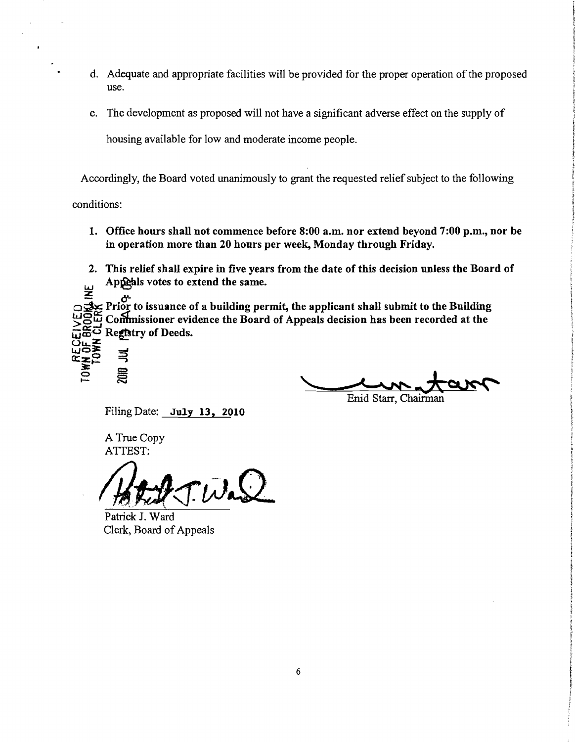d. Adequate and appropriate facilities will be provided for the proper operation of the proposed use.

e. The development as proposed will not have a significant adverse effect on the supply of housing available for low and moderate income people.

Accordingly, the Board voted unanimously to grant the requested relief subject to the following conditions:

1. **Office hours shall not commence before 8:00 a.m. nor extend beyond 7:00 p.m., nor be in operation more than 20 hours per week, Monday through Friday.**

2. **This relief shall expire in five years from the date of this decision unless the Board of Appeals votes to extend the same.**

3. **Prior to issuance of a building permit, the applicant shall submit to the Building Commissioner evidence the Board of Appeals decision has been recorded at the Registry of Deeds.**

RECEIVED
TOWN OF BROOKLINE
TOWN CLERK
2010 JUL 13

Enid Starr, Chairman

Filing Date: **July 13, 2010**

A True Copy
ATTEST:

Patrick J. Ward
Clerk, Board of Appeals